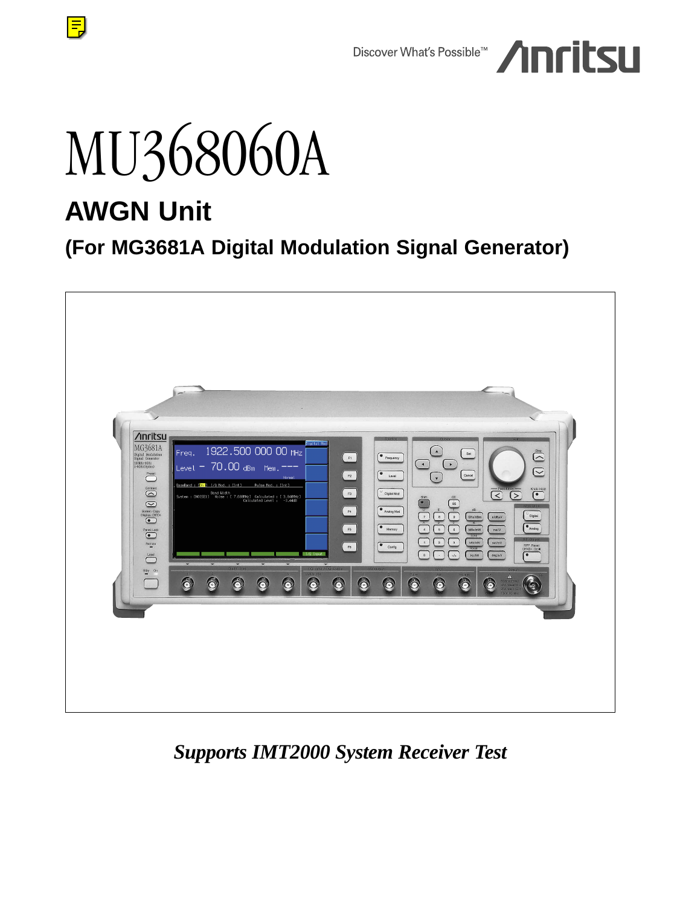Discover What's Possible™ Anritsu

# MU368060A

## AWGN Unit

### (For MG3681A Digital Modulation Signal Generator)

*Supports IMT2000 System Receiver Test*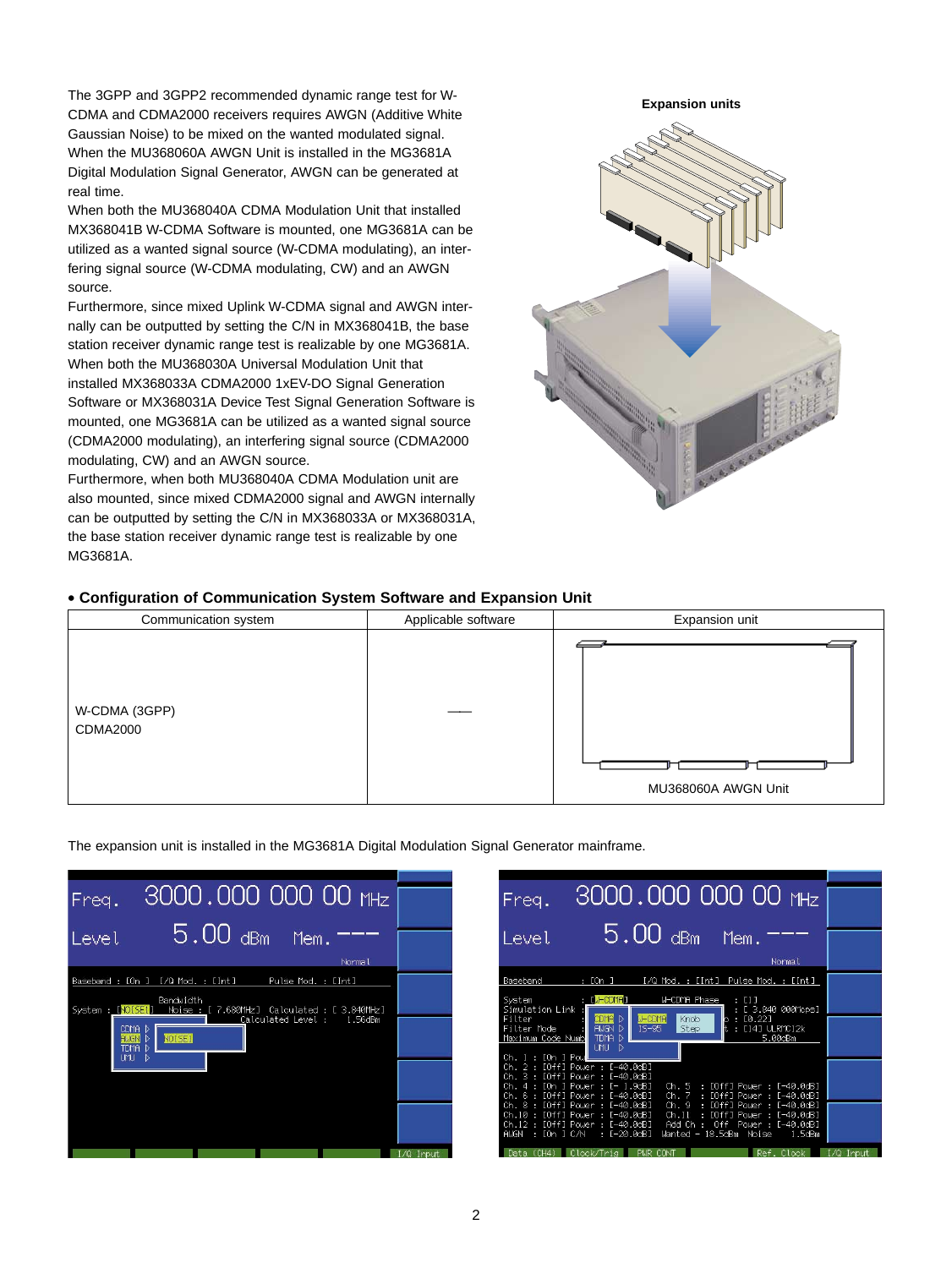The 3GPP and 3GPP2 recommended dynamic range test for W-CDMA and CDMA2000 receivers requires AWGN (Additive White Gaussian Noise) to be mixed on the wanted modulated signal. When the MU368060A AWGN Unit is installed in the MG3681A Digital Modulation Signal Generator, AWGN can be generated at real time.

When both the MU368040A CDMA Modulation Unit that installed MX368041B W-CDMA Software is mounted, one MG3681A can be utilized as a wanted signal source (W-CDMA modulating), an interfering signal source (W-CDMA modulating, CW) and an AWGN source.

Furthermore, since mixed Uplink W-CDMA signal and AWGN internally can be outputted by setting the C/N in MX368041B, the base station receiver dynamic range test is realizable by one MG3681A.

When both the MU368030A Universal Modulation Unit that installed MX368033A CDMA2000 1xEV-DO Signal Generation Software or MX368031A Device Test Signal Generation Software is mounted, one MG3681A can be utilized as a wanted signal source (CDMA2000 modulating), an interfering signal source (CDMA2000 modulating, CW) and an AWGN source.

Furthermore, when both MU368040A CDMA Modulation unit are also mounted, since mixed CDMA2000 signal and AWGN internally can be outputted by setting the C/N in MX368033A or MX368031A, the base station receiver dynamic range test is realizable by one MG3681A.

**Expansion units**

### • Configuration of Communication System Software and Expansion Unit

| Communication system | Applicable software | Expansion unit |
|---|---|---|
| W-CDMA (3GPP)<br>CDMA2000 | —— | MU368060A AWGN Unit |

The expansion unit is installed in the MG3681A Digital Modulation Signal Generator mainframe.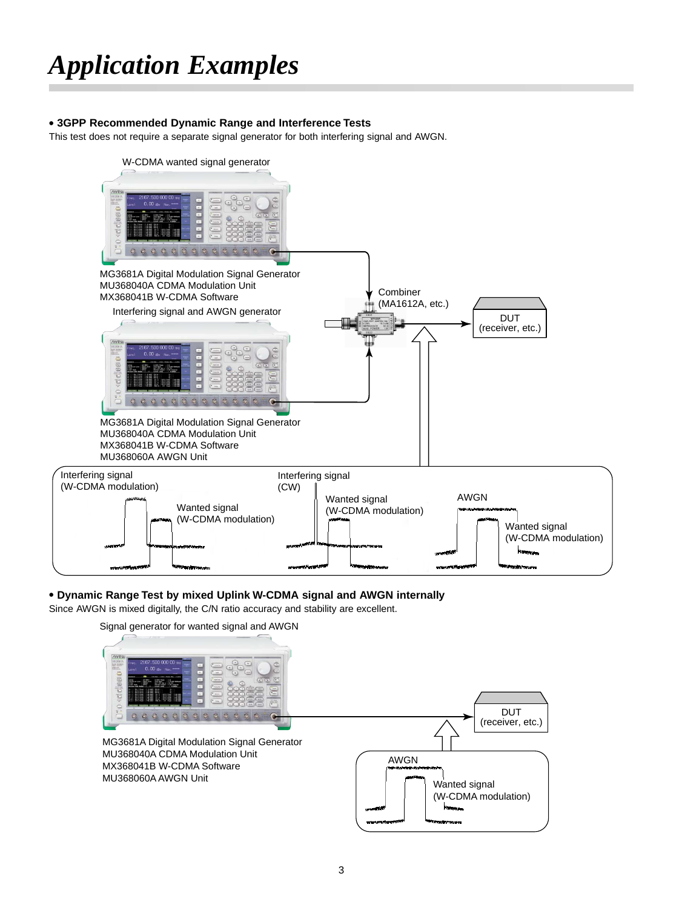# *Application Examples*

**• 3GPP Recommended Dynamic Range and Interference Tests**

This test does not require a separate signal generator for both interfering signal and AWGN.

W-CDMA wanted signal generator

MG3681A Digital Modulation Signal Generator
MU368040A CDMA Modulation Unit
MX368041B W-CDMA Software

Interfering signal and AWGN generator

Combiner
(MA1612A, etc.)

DUT
(receiver, etc.)

MG3681A Digital Modulation Signal Generator
MU368040A CDMA Modulation Unit
MX368041B W-CDMA Software
MU368060A AWGN Unit

Interfering signal
(W-CDMA modulation)

Wanted signal
(W-CDMA modulation)

Interfering signal
(CW)

Wanted signal
(W-CDMA modulation)

AWGN

Wanted signal
(W-CDMA modulation)

**• Dynamic Range Test by mixed Uplink W-CDMA signal and AWGN internally**

Since AWGN is mixed digitally, the C/N ratio accuracy and stability are excellent.

Signal generator for wanted signal and AWGN

MG3681A Digital Modulation Signal Generator
MU368040A CDMA Modulation Unit
MX368041B W-CDMA Software
MU368060A AWGN Unit

DUT
(receiver, etc.)

AWGN

Wanted signal
(W-CDMA modulation)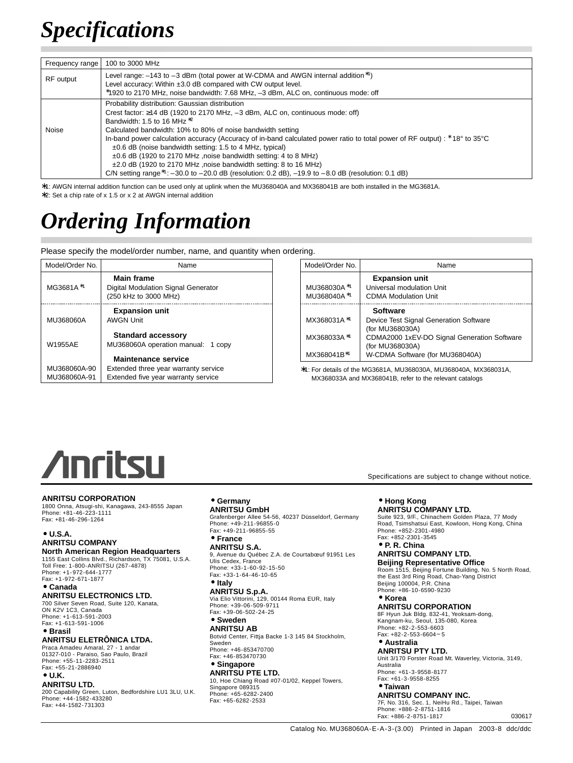# Specifications

| | |
|---|---|
| Frequency range | 100 to 3000 MHz |
| RF output | Level range: –143 to –3 dBm (total power at W-CDMA and AWGN internal addition*1)<br>Level accuracy: Within ±3.0 dB compared with CW output level.<br>*1920 to 2170 MHz, noise bandwidth: 7.68 MHz, –3 dBm, ALC on, continuous mode: off |
| Noise | Probability distribution: Gaussian distribution<br>Crest factor: ≥14 dB (1920 to 2170 MHz, –3 dBm, ALC on, continuous mode: off)<br>Bandwidth: 1.5 to 16 MHz *2<br>Calculated bandwidth: 10% to 80% of noise bandwidth setting<br>In-band power calculation accuracy (Accuracy of in-band calculated power ratio to total power of RF output) : *18° to 35°C<br>±0.6 dB (noise bandwidth setting: 1.5 to 4 MHz, typical)<br>±0.6 dB (1920 to 2170 MHz ,noise bandwidth setting: 4 to 8 MHz)<br>±2.0 dB (1920 to 2170 MHz ,noise bandwidth setting: 8 to 16 MHz)<br>C/N setting range*1: –30.0 to –20.0 dB (resolution: 0.2 dB), –19.9 to –8.0 dB (resolution: 0.1 dB) |

*1: AWGN internal addition function can be used only at uplink when the MU368040A and MX368041B are both installed in the MG3681A.
*2: Set a chip rate of x 1.5 or x 2 at AWGN internal addition

# Ordering Information

Please specify the model/order number, name, and quantity when ordering.

| Model/Order No. | Name |
|---|---|
| | **Main frame** |
| MG3681A *1 | Digital Modulation Signal Generator (250 kHz to 3000 MHz) |
| | **Expansion unit** |
| MU368060A | AWGN Unit |
| | **Standard accessory** |
| W1955AE | MU368060A operation manual: 1 copy |
| | **Maintenance service** |
| MU368060A-90 | Extended three year warranty service |
| MU368060A-91 | Extended five year warranty service |

| Model/Order No. | Name |
|---|---|
| | **Expansion unit** |
| MU368030A *1 | Universal modulation Unit |
| MU368040A *1 | CDMA Modulation Unit |
| | **Software** |
| MX368031A *1 | Device Test Signal Generation Software (for MU368030A) |
| MX368033A *1 | CDMA2000 1xEV-DO Signal Generation Software (for MU368030A) |
| MX368041B *1 | W-CDMA Software (for MU368040A) |

*1: For details of the MG3681A, MU368030A, MU368040A, MX368031A, MX368033A and MX368041B, refer to the relevant catalogs

Anritsu

Specifications are subject to change without notice.

**ANRITSU CORPORATION**
1800 Onna, Atsugi-shi, Kanagawa, 243-8555 Japan
Phone: +81-46-223-1111
Fax: +81-46-296-1264

• **U.S.A.**
**ANRITSU COMPANY**
**North American Region Headquarters**
1155 East Collins Blvd., Richardson, TX 75081, U.S.A.
Toll Free: 1-800-ANRITSU (267-4878)
Phone: +1-972-644-1777
Fax: +1-972-671-1877

• **Canada**
**ANRITSU ELECTRONICS LTD.**
700 Silver Seven Road, Suite 120, Kanata, ON K2V 1C3, Canada
Phone: +1-613-591-2003
Fax: +1-613-591-1006

• **Brasil**
**ANRITSU ELETRÔNICA LTDA.**
Praca Amadeu Amaral, 27 - 1 andar
01327-010 - Paraiso, Sao Paulo, Brazil
Phone: +55-11-2283-2511
Fax: +55-21-2886940

• **U.K.**
**ANRITSU LTD.**
200 Capability Green, Luton, Bedfordshire LU1 3LU, U.K.
Phone: +44-1582-433280
Fax: +44-1582-731303

• **Germany**
**ANRITSU GmbH**
Grafenberger Allee 54-56, 40237 Düsseldorf, Germany
Phone: +49-211-96855-0
Fax: +49-211-96855-55

• **France**
**ANRITSU S.A.**
9, Avenue du Québec Z.A. de Courtabœuf 91951 Les Ulis Cedex, France
Phone: +33-1-60-92-15-50
Fax: +33-1-64-46-10-65

• **Italy**
**ANRITSU S.p.A.**
Via Elio Vittorini, 129, 00144 Roma EUR, Italy
Phone: +39-06-509-9711
Fax: +39-06-502-24-25

• **Sweden**
**ANRITSU AB**
Botvid Center, Fittja Backe 1-3 145 84 Stockholm, Sweden
Phone: +46-853470700
Fax: +46-853470730

• **Singapore**
**ANRITSU PTE LTD.**
10, Hoe Chiang Road #07-01/02, Keppel Towers, Singapore 089315
Phone: +65-6282-2400
Fax: +65-6282-2533

• **Hong Kong**
**ANRITSU COMPANY LTD.**
Suite 923, 9/F., Chinachem Golden Plaza, 77 Mody Road, Tsimshatsui East, Kowloon, Hong Kong, China
Phone: +852-2301-4980
Fax: +852-2301-3545

• **P. R. China**
**ANRITSU COMPANY LTD.**
**Beijing Representative Office**
Room 1515, Beijing Fortune Building, No. 5 North Road, the East 3rd Ring Road, Chao-Yang District
Beijing 100004, P.R. China
Phone: +86-10-6590-9230

• **Korea**
**ANRITSU CORPORATION**
8F Hyun Juk Bldg. 832-41, Yeoksam-dong, Kangnam-ku, Seoul, 135-080, Korea
Phone: +82-2-553-6603
Fax: +82-2-553-6604~5

• **Australia**
**ANRITSU PTY LTD.**
Unit 3/170 Forster Road Mt. Waverley, Victoria, 3149, Australia
Phone: +61-3-9558-8177
Fax: +61-3-9558-8255

• **Taiwan**
**ANRITSU COMPANY INC.**
7F, No. 316, Sec. 1, NeiHu Rd., Taipei, Taiwan
Phone: +886-2-8751-1816
Fax: +886-2-8751-1817

030617

Catalog No. MU368060A-E-A-3-(3.00) Printed in Japan 2003-8 ddc/ddc